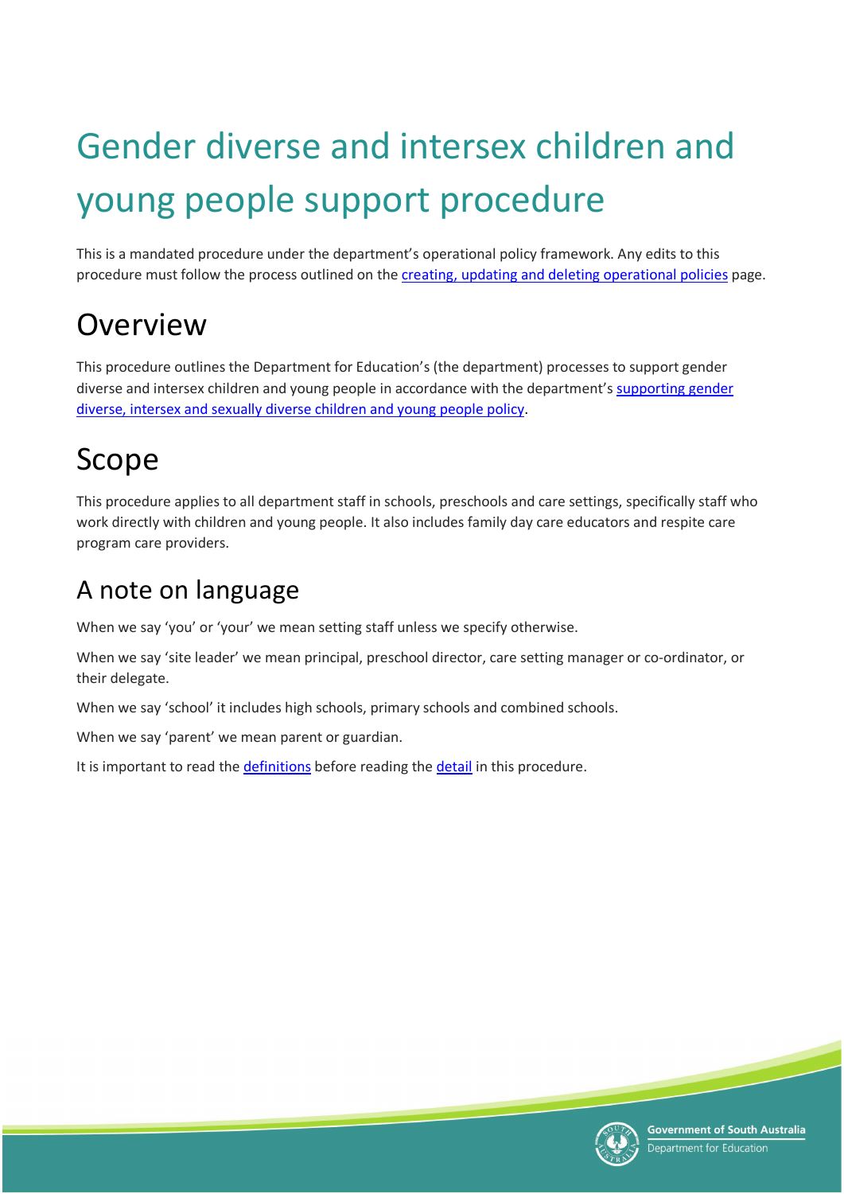# Gender diverse and intersex children and young people support procedure

This is a mandated procedure under the department's operational policy framework. Any edits to this procedure must follow the process outlined on the creating, updating and deleting operational policies page.

## Overview

This procedure outlines the Department for Education's (the department) processes to support gender diverse and intersex children and young people in accordance with the department's supporting gender diverse, intersex and sexually diverse children and young people policy.

## Scope

This procedure applies to all department staff in schools, preschools and care settings, specifically staff who work directly with children and young people. It also includes family day care educators and respite care program care providers.

### A note on language

When we say 'you' or 'your' we mean setting staff unless we specify otherwise.

When we say 'site leader' we mean principal, preschool director, care setting manager or co-ordinator, or their delegate.

When we say 'school' it includes high schools, primary schools and combined schools.

When we say 'parent' we mean parent or guardian.

It is important to read the definitions before reading the detail in this procedure.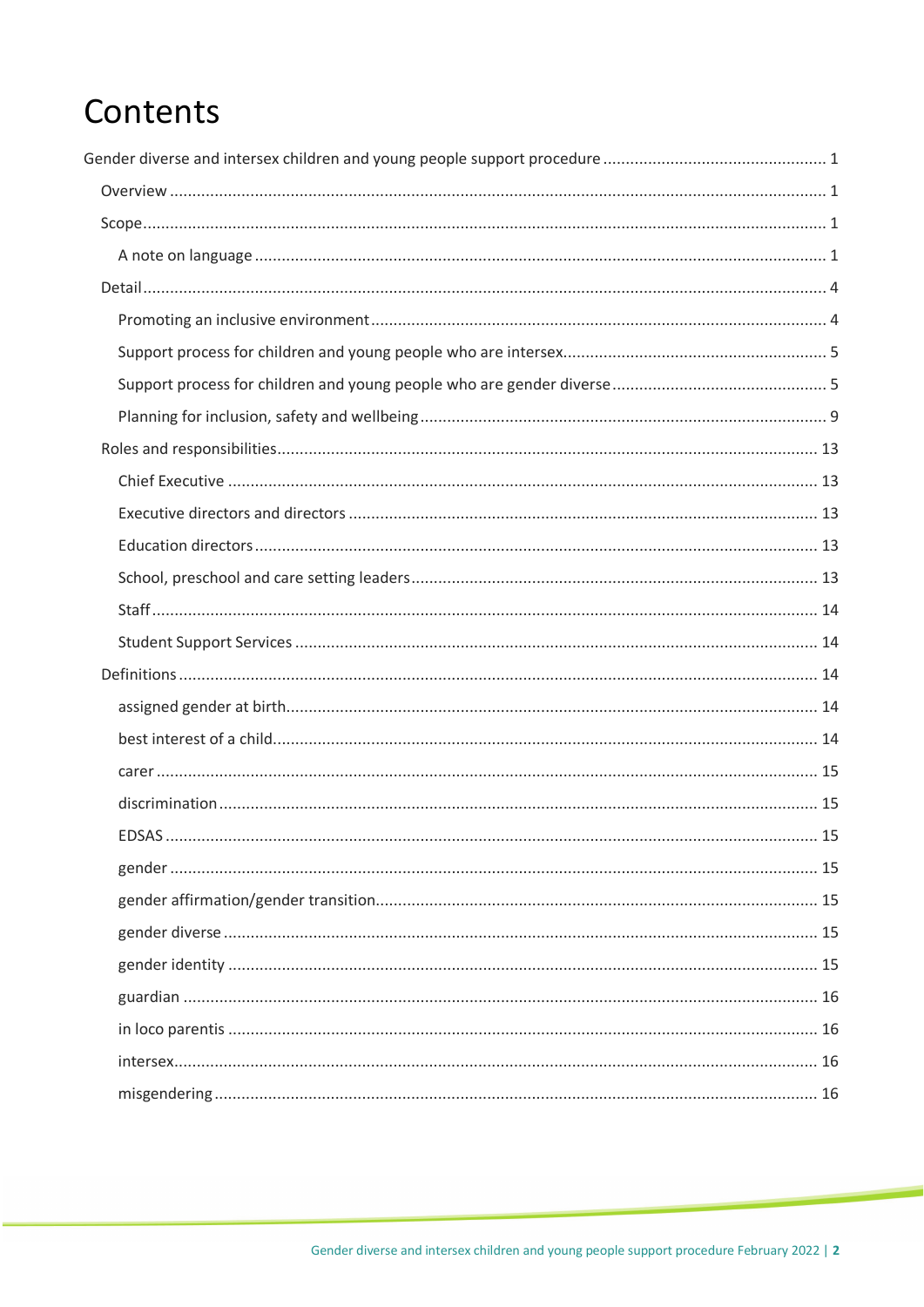# Contents

Gender diverse and intersex children and young people support procedure ... 1

- Overview ... 1
- Scope ... 1
  - A note on language ... 1
- Detail ... 4
  - Promoting an inclusive environment ... 4
  - Support process for children and young people who are intersex ... 5
  - Support process for children and young people who are gender diverse ... 5
  - Planning for inclusion, safety and wellbeing ... 9
- Roles and responsibilities ... 13
  - Chief Executive ... 13
  - Executive directors and directors ... 13
  - Education directors ... 13
  - School, preschool and care setting leaders ... 13
  - Staff ... 14
  - Student Support Services ... 14
- Definitions ... 14
  - assigned gender at birth ... 14
  - best interest of a child ... 14
  - carer ... 15
  - discrimination ... 15
  - EDSAS ... 15
  - gender ... 15
  - gender affirmation/gender transition ... 15
  - gender diverse ... 15
  - gender identity ... 15
  - guardian ... 16
  - in loco parentis ... 16
  - intersex ... 16
  - misgendering ... 16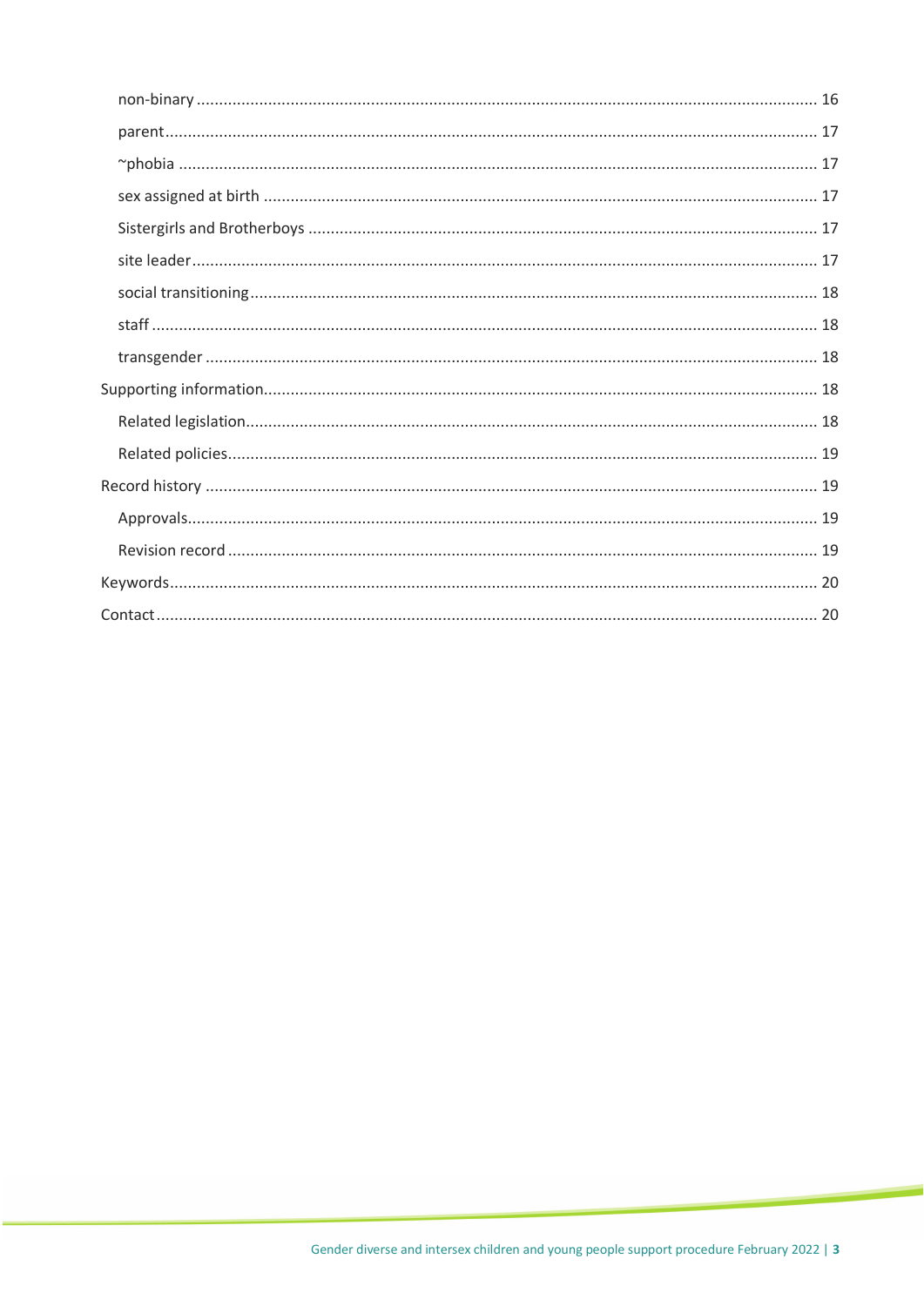- non-binary ... 16
- parent ... 17
- ~phobia ... 17
- sex assigned at birth ... 17
- Sistergirls and Brotherboys ... 17
- site leader ... 17
- social transitioning ... 18
- staff ... 18
- transgender ... 18

Supporting information ... 18

- Related legislation ... 18
- Related policies ... 19

Record history ... 19

- Approvals ... 19
- Revision record ... 19

Keywords ... 20

Contact ... 20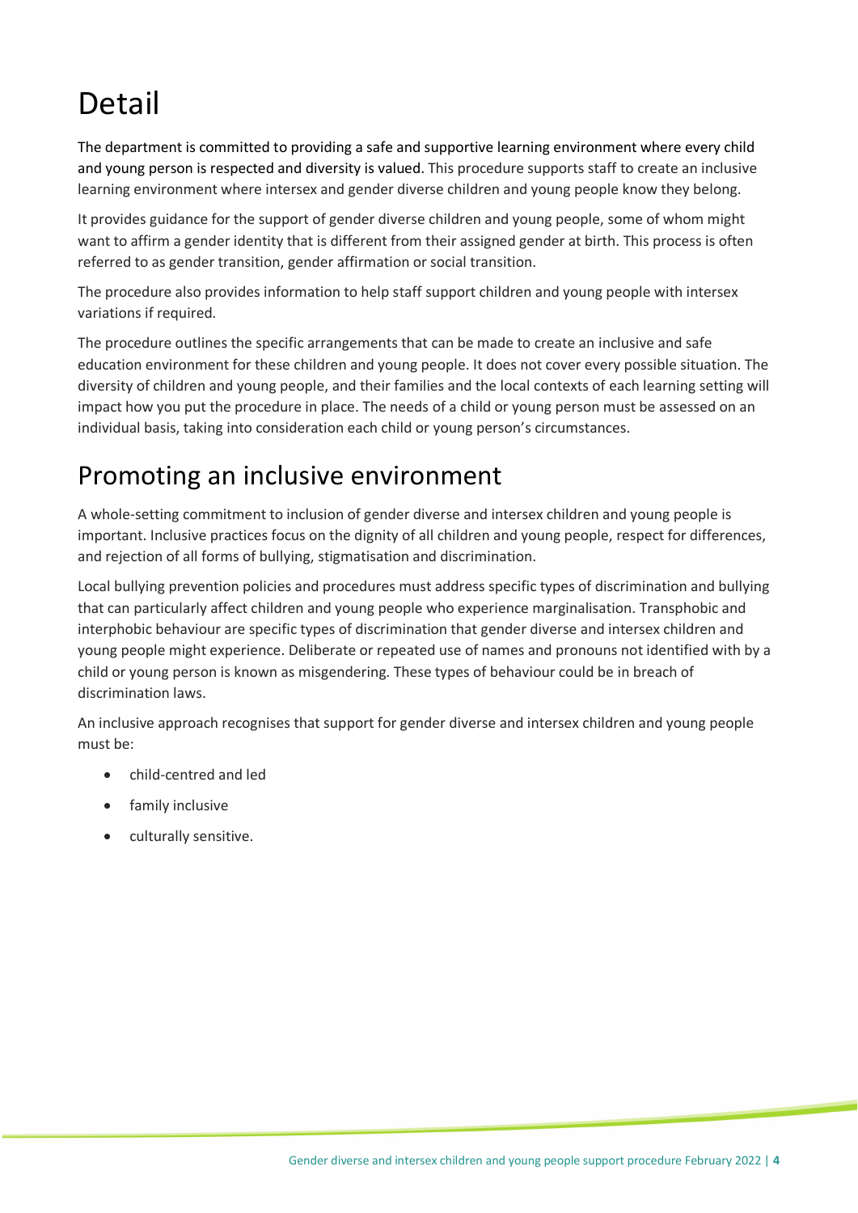# Detail

The department is committed to providing a safe and supportive learning environment where every child and young person is respected and diversity is valued. This procedure supports staff to create an inclusive learning environment where intersex and gender diverse children and young people know they belong.

It provides guidance for the support of gender diverse children and young people, some of whom might want to affirm a gender identity that is different from their assigned gender at birth. This process is often referred to as gender transition, gender affirmation or social transition.

The procedure also provides information to help staff support children and young people with intersex variations if required.

The procedure outlines the specific arrangements that can be made to create an inclusive and safe education environment for these children and young people. It does not cover every possible situation. The diversity of children and young people, and their families and the local contexts of each learning setting will impact how you put the procedure in place. The needs of a child or young person must be assessed on an individual basis, taking into consideration each child or young person's circumstances.

## Promoting an inclusive environment

A whole-setting commitment to inclusion of gender diverse and intersex children and young people is important. Inclusive practices focus on the dignity of all children and young people, respect for differences, and rejection of all forms of bullying, stigmatisation and discrimination.

Local bullying prevention policies and procedures must address specific types of discrimination and bullying that can particularly affect children and young people who experience marginalisation. Transphobic and interphobic behaviour are specific types of discrimination that gender diverse and intersex children and young people might experience. Deliberate or repeated use of names and pronouns not identified with by a child or young person is known as misgendering. These types of behaviour could be in breach of discrimination laws.

An inclusive approach recognises that support for gender diverse and intersex children and young people must be:

- child-centred and led
- family inclusive
- culturally sensitive.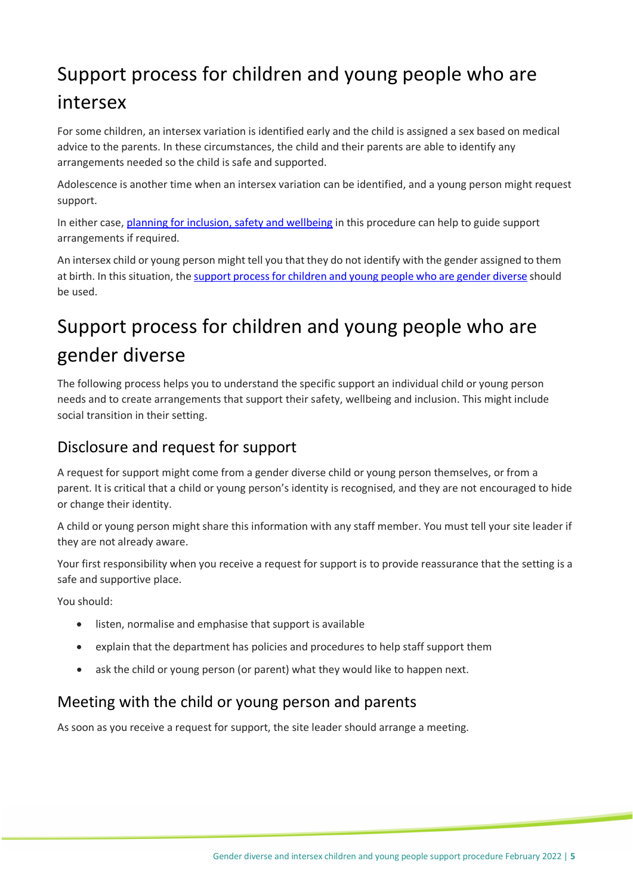# Support process for children and young people who are intersex

For some children, an intersex variation is identified early and the child is assigned a sex based on medical advice to the parents. In these circumstances, the child and their parents are able to identify any arrangements needed so the child is safe and supported.

Adolescence is another time when an intersex variation can be identified, and a young person might request support.

In either case, [planning for inclusion, safety and wellbeing]() in this procedure can help to guide support arrangements if required.

An intersex child or young person might tell you that they do not identify with the gender assigned to them at birth. In this situation, the [support process for children and young people who are gender diverse]() should be used.

# Support process for children and young people who are gender diverse

The following process helps you to understand the specific support an individual child or young person needs and to create arrangements that support their safety, wellbeing and inclusion. This might include social transition in their setting.

## Disclosure and request for support

A request for support might come from a gender diverse child or young person themselves, or from a parent. It is critical that a child or young person's identity is recognised, and they are not encouraged to hide or change their identity.

A child or young person might share this information with any staff member. You must tell your site leader if they are not already aware.

Your first responsibility when you receive a request for support is to provide reassurance that the setting is a safe and supportive place.

You should:

- listen, normalise and emphasise that support is available
- explain that the department has policies and procedures to help staff support them
- ask the child or young person (or parent) what they would like to happen next.

## Meeting with the child or young person and parents

As soon as you receive a request for support, the site leader should arrange a meeting.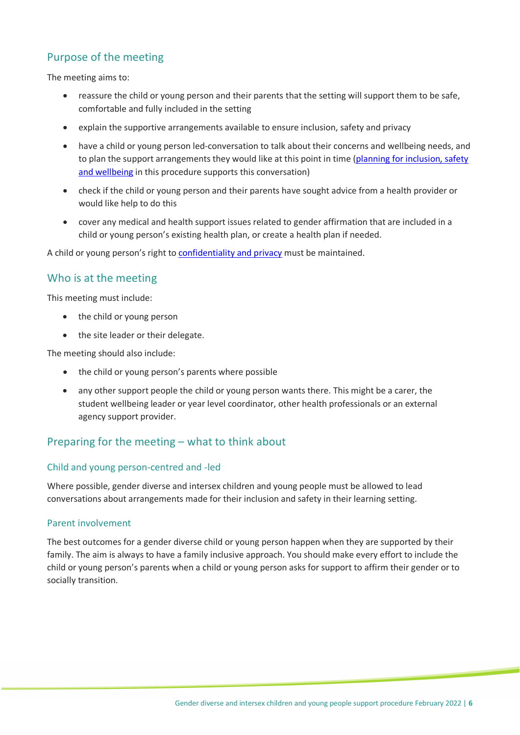## Purpose of the meeting

The meeting aims to:

- reassure the child or young person and their parents that the setting will support them to be safe, comfortable and fully included in the setting
- explain the supportive arrangements available to ensure inclusion, safety and privacy
- have a child or young person led-conversation to talk about their concerns and wellbeing needs, and to plan the support arrangements they would like at this point in time ([planning for inclusion, safety and wellbeing](#) in this procedure supports this conversation)
- check if the child or young person and their parents have sought advice from a health provider or would like help to do this
- cover any medical and health support issues related to gender affirmation that are included in a child or young person's existing health plan, or create a health plan if needed.

A child or young person's right to [confidentiality and privacy](#) must be maintained.

## Who is at the meeting

This meeting must include:

- the child or young person
- the site leader or their delegate.

The meeting should also include:

- the child or young person's parents where possible
- any other support people the child or young person wants there. This might be a carer, the student wellbeing leader or year level coordinator, other health professionals or an external agency support provider.

## Preparing for the meeting – what to think about

### Child and young person-centred and -led

Where possible, gender diverse and intersex children and young people must be allowed to lead conversations about arrangements made for their inclusion and safety in their learning setting.

### Parent involvement

The best outcomes for a gender diverse child or young person happen when they are supported by their family. The aim is always to have a family inclusive approach. You should make every effort to include the child or young person's parents when a child or young person asks for support to affirm their gender or to socially transition.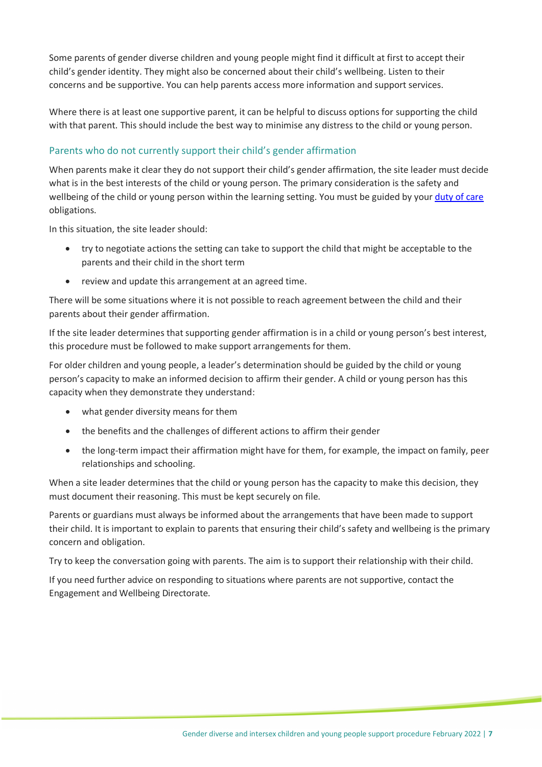Some parents of gender diverse children and young people might find it difficult at first to accept their child's gender identity. They might also be concerned about their child's wellbeing. Listen to their concerns and be supportive. You can help parents access more information and support services.

Where there is at least one supportive parent, it can be helpful to discuss options for supporting the child with that parent. This should include the best way to minimise any distress to the child or young person.

### Parents who do not currently support their child's gender affirmation

When parents make it clear they do not support their child's gender affirmation, the site leader must decide what is in the best interests of the child or young person. The primary consideration is the safety and wellbeing of the child or young person within the learning setting. You must be guided by your duty of care obligations.

In this situation, the site leader should:

- try to negotiate actions the setting can take to support the child that might be acceptable to the parents and their child in the short term
- review and update this arrangement at an agreed time.

There will be some situations where it is not possible to reach agreement between the child and their parents about their gender affirmation.

If the site leader determines that supporting gender affirmation is in a child or young person's best interest, this procedure must be followed to make support arrangements for them.

For older children and young people, a leader's determination should be guided by the child or young person's capacity to make an informed decision to affirm their gender. A child or young person has this capacity when they demonstrate they understand:

- what gender diversity means for them
- the benefits and the challenges of different actions to affirm their gender
- the long-term impact their affirmation might have for them, for example, the impact on family, peer relationships and schooling.

When a site leader determines that the child or young person has the capacity to make this decision, they must document their reasoning. This must be kept securely on file.

Parents or guardians must always be informed about the arrangements that have been made to support their child. It is important to explain to parents that ensuring their child's safety and wellbeing is the primary concern and obligation.

Try to keep the conversation going with parents. The aim is to support their relationship with their child.

If you need further advice on responding to situations where parents are not supportive, contact the Engagement and Wellbeing Directorate.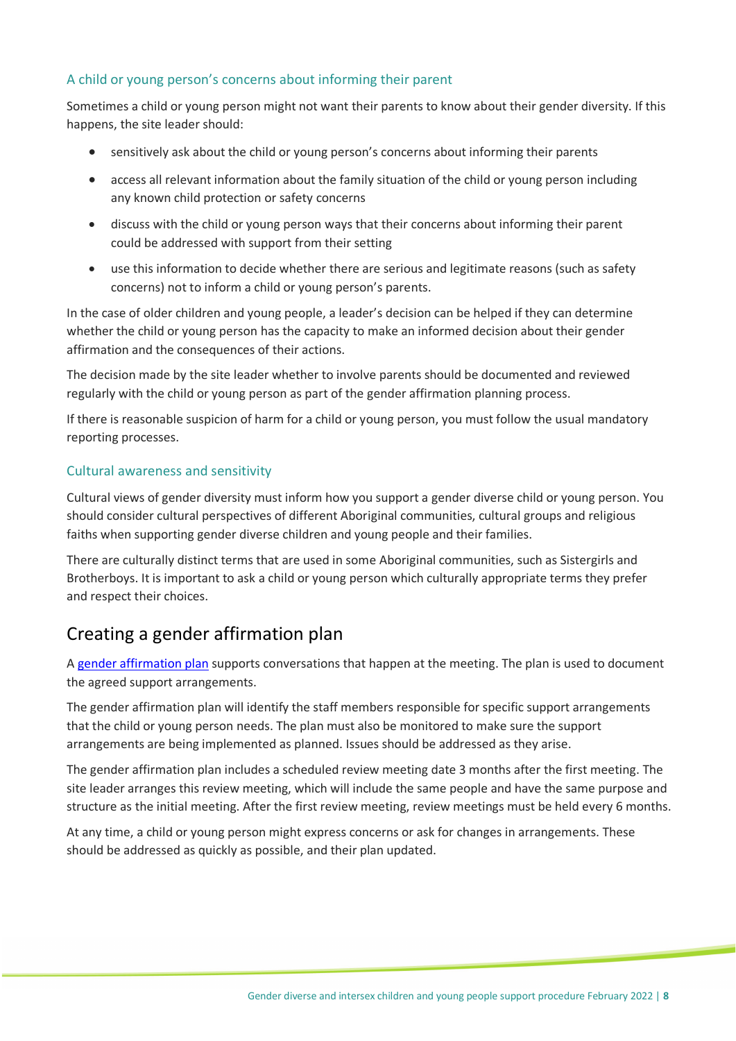### A child or young person's concerns about informing their parent

Sometimes a child or young person might not want their parents to know about their gender diversity. If this happens, the site leader should:

- sensitively ask about the child or young person's concerns about informing their parents
- access all relevant information about the family situation of the child or young person including any known child protection or safety concerns
- discuss with the child or young person ways that their concerns about informing their parent could be addressed with support from their setting
- use this information to decide whether there are serious and legitimate reasons (such as safety concerns) not to inform a child or young person's parents.

In the case of older children and young people, a leader's decision can be helped if they can determine whether the child or young person has the capacity to make an informed decision about their gender affirmation and the consequences of their actions.

The decision made by the site leader whether to involve parents should be documented and reviewed regularly with the child or young person as part of the gender affirmation planning process.

If there is reasonable suspicion of harm for a child or young person, you must follow the usual mandatory reporting processes.

### Cultural awareness and sensitivity

Cultural views of gender diversity must inform how you support a gender diverse child or young person. You should consider cultural perspectives of different Aboriginal communities, cultural groups and religious faiths when supporting gender diverse children and young people and their families.

There are culturally distinct terms that are used in some Aboriginal communities, such as Sistergirls and Brotherboys. It is important to ask a child or young person which culturally appropriate terms they prefer and respect their choices.

## Creating a gender affirmation plan

A gender affirmation plan supports conversations that happen at the meeting. The plan is used to document the agreed support arrangements.

The gender affirmation plan will identify the staff members responsible for specific support arrangements that the child or young person needs. The plan must also be monitored to make sure the support arrangements are being implemented as planned. Issues should be addressed as they arise.

The gender affirmation plan includes a scheduled review meeting date 3 months after the first meeting. The site leader arranges this review meeting, which will include the same people and have the same purpose and structure as the initial meeting. After the first review meeting, review meetings must be held every 6 months.

At any time, a child or young person might express concerns or ask for changes in arrangements. These should be addressed as quickly as possible, and their plan updated.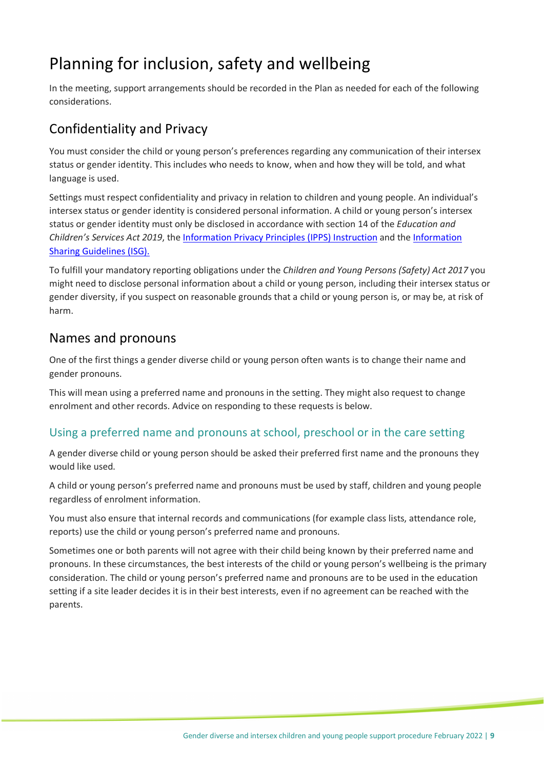# Planning for inclusion, safety and wellbeing

In the meeting, support arrangements should be recorded in the Plan as needed for each of the following considerations.

## Confidentiality and Privacy

You must consider the child or young person's preferences regarding any communication of their intersex status or gender identity. This includes who needs to know, when and how they will be told, and what language is used.

Settings must respect confidentiality and privacy in relation to children and young people. An individual's intersex status or gender identity is considered personal information. A child or young person's intersex status or gender identity must only be disclosed in accordance with section 14 of the *Education and Children's Services Act 2019*, the Information Privacy Principles (IPPS) Instruction and the Information Sharing Guidelines (ISG).

To fulfill your mandatory reporting obligations under the *Children and Young Persons (Safety) Act 2017* you might need to disclose personal information about a child or young person, including their intersex status or gender diversity, if you suspect on reasonable grounds that a child or young person is, or may be, at risk of harm.

## Names and pronouns

One of the first things a gender diverse child or young person often wants is to change their name and gender pronouns.

This will mean using a preferred name and pronouns in the setting. They might also request to change enrolment and other records. Advice on responding to these requests is below.

### Using a preferred name and pronouns at school, preschool or in the care setting

A gender diverse child or young person should be asked their preferred first name and the pronouns they would like used.

A child or young person's preferred name and pronouns must be used by staff, children and young people regardless of enrolment information.

You must also ensure that internal records and communications (for example class lists, attendance role, reports) use the child or young person's preferred name and pronouns.

Sometimes one or both parents will not agree with their child being known by their preferred name and pronouns. In these circumstances, the best interests of the child or young person's wellbeing is the primary consideration. The child or young person's preferred name and pronouns are to be used in the education setting if a site leader decides it is in their best interests, even if no agreement can be reached with the parents.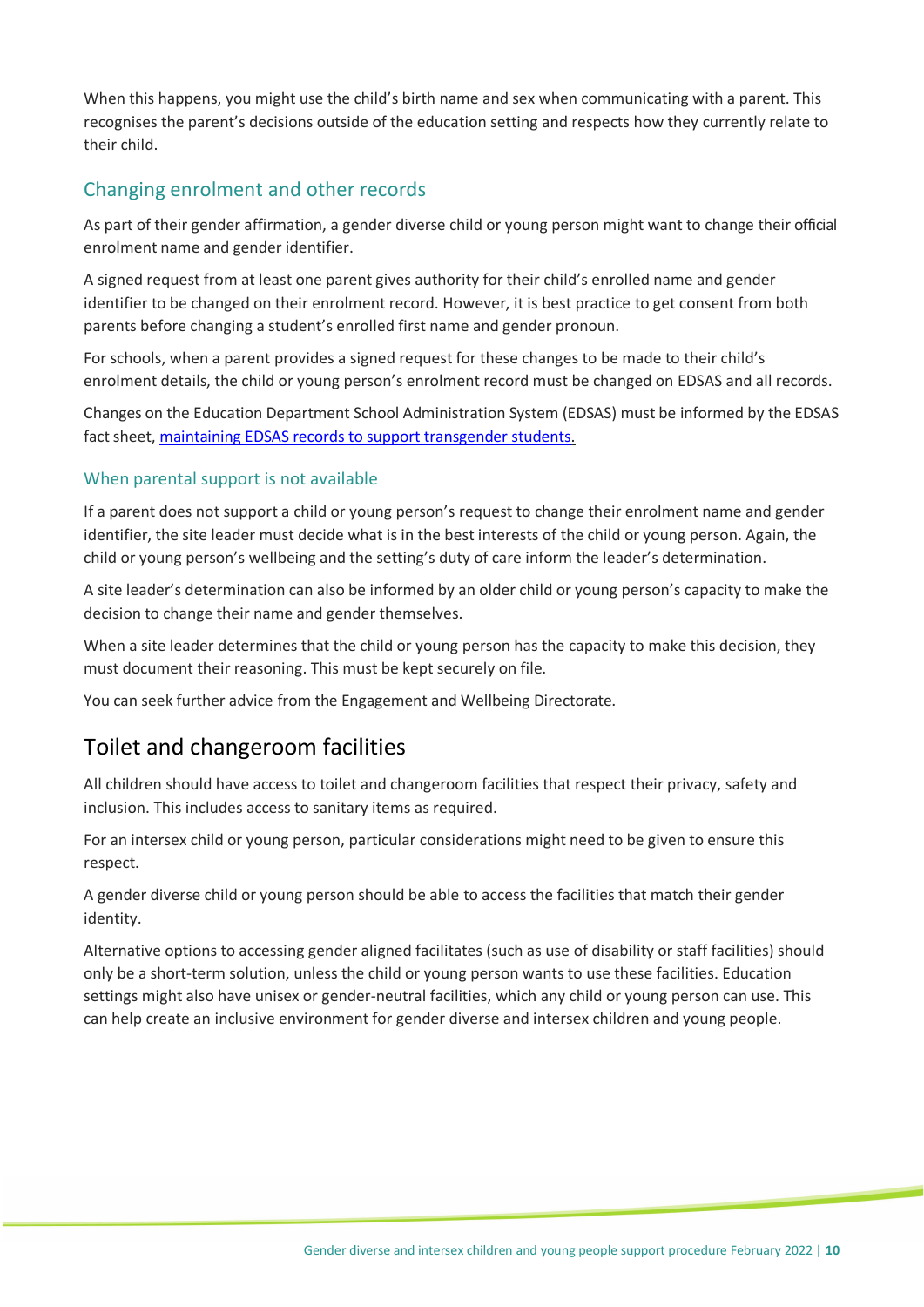When this happens, you might use the child's birth name and sex when communicating with a parent. This recognises the parent's decisions outside of the education setting and respects how they currently relate to their child.

### Changing enrolment and other records

As part of their gender affirmation, a gender diverse child or young person might want to change their official enrolment name and gender identifier.

A signed request from at least one parent gives authority for their child's enrolled name and gender identifier to be changed on their enrolment record. However, it is best practice to get consent from both parents before changing a student's enrolled first name and gender pronoun.

For schools, when a parent provides a signed request for these changes to be made to their child's enrolment details, the child or young person's enrolment record must be changed on EDSAS and all records.

Changes on the Education Department School Administration System (EDSAS) must be informed by the EDSAS fact sheet, [maintaining EDSAS records to support transgender students.]

#### When parental support is not available

If a parent does not support a child or young person's request to change their enrolment name and gender identifier, the site leader must decide what is in the best interests of the child or young person. Again, the child or young person's wellbeing and the setting's duty of care inform the leader's determination.

A site leader's determination can also be informed by an older child or young person's capacity to make the decision to change their name and gender themselves.

When a site leader determines that the child or young person has the capacity to make this decision, they must document their reasoning. This must be kept securely on file.

You can seek further advice from the Engagement and Wellbeing Directorate.

## Toilet and changeroom facilities

All children should have access to toilet and changeroom facilities that respect their privacy, safety and inclusion. This includes access to sanitary items as required.

For an intersex child or young person, particular considerations might need to be given to ensure this respect.

A gender diverse child or young person should be able to access the facilities that match their gender identity.

Alternative options to accessing gender aligned facilitates (such as use of disability or staff facilities) should only be a short-term solution, unless the child or young person wants to use these facilities. Education settings might also have unisex or gender-neutral facilities, which any child or young person can use. This can help create an inclusive environment for gender diverse and intersex children and young people.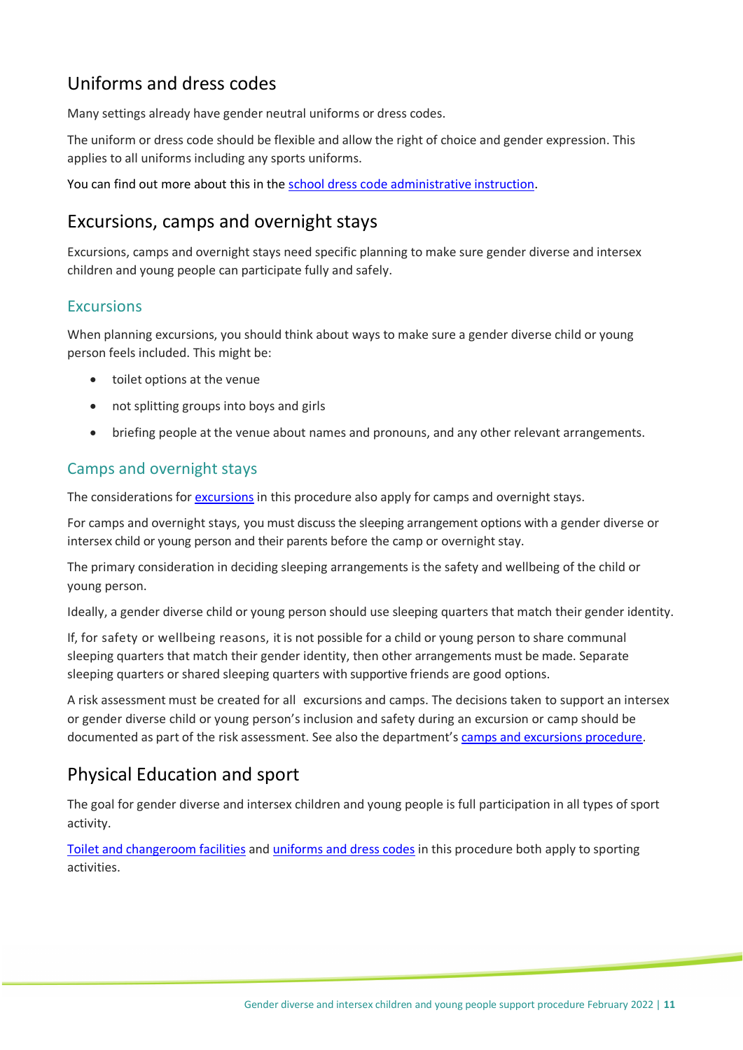## Uniforms and dress codes

Many settings already have gender neutral uniforms or dress codes.

The uniform or dress code should be flexible and allow the right of choice and gender expression. This applies to all uniforms including any sports uniforms.

You can find out more about this in the [school dress code administrative instruction](#).

## Excursions, camps and overnight stays

Excursions, camps and overnight stays need specific planning to make sure gender diverse and intersex children and young people can participate fully and safely.

### Excursions

When planning excursions, you should think about ways to make sure a gender diverse child or young person feels included. This might be:

- toilet options at the venue
- not splitting groups into boys and girls
- briefing people at the venue about names and pronouns, and any other relevant arrangements.

### Camps and overnight stays

The considerations for [excursions](#) in this procedure also apply for camps and overnight stays.

For camps and overnight stays, you must discuss the sleeping arrangement options with a gender diverse or intersex child or young person and their parents before the camp or overnight stay.

The primary consideration in deciding sleeping arrangements is the safety and wellbeing of the child or young person.

Ideally, a gender diverse child or young person should use sleeping quarters that match their gender identity.

If, for safety or wellbeing reasons, it is not possible for a child or young person to share communal sleeping quarters that match their gender identity, then other arrangements must be made. Separate sleeping quarters or shared sleeping quarters with supportive friends are good options.

A risk assessment must be created for all excursions and camps. The decisions taken to support an intersex or gender diverse child or young person's inclusion and safety during an excursion or camp should be documented as part of the risk assessment. See also the department's [camps and excursions procedure](#).

## Physical Education and sport

The goal for gender diverse and intersex children and young people is full participation in all types of sport activity.

[Toilet and changeroom facilities](#) and [uniforms and dress codes](#) in this procedure both apply to sporting activities.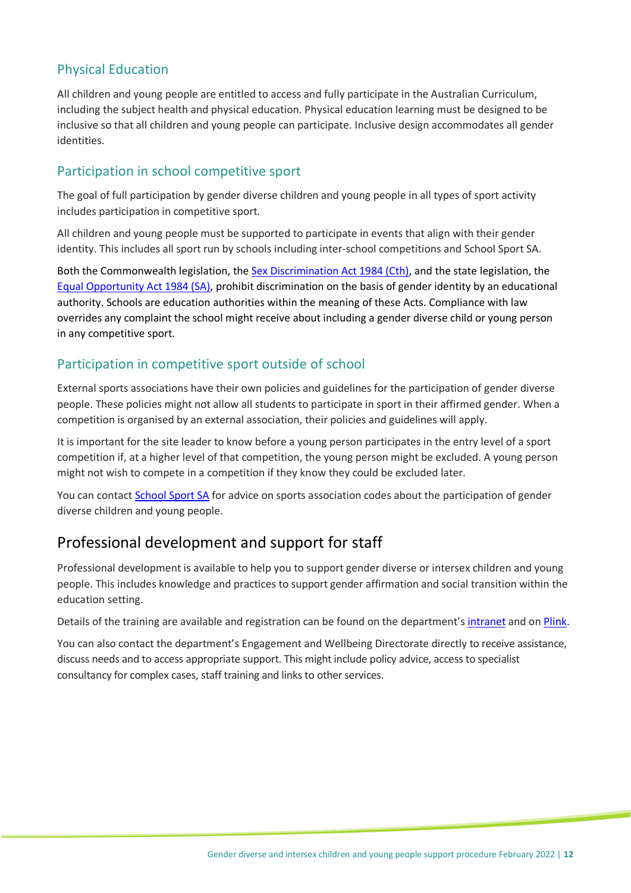### Physical Education

All children and young people are entitled to access and fully participate in the Australian Curriculum, including the subject health and physical education. Physical education learning must be designed to be inclusive so that all children and young people can participate. Inclusive design accommodates all gender identities.

### Participation in school competitive sport

The goal of full participation by gender diverse children and young people in all types of sport activity includes participation in competitive sport.

All children and young people must be supported to participate in events that align with their gender identity. This includes all sport run by schools including inter-school competitions and School Sport SA.

Both the Commonwealth legislation, the [Sex Discrimination Act 1984 (Cth)](), and the state legislation, the [Equal Opportunity Act 1984 (SA)](), prohibit discrimination on the basis of gender identity by an educational authority. Schools are education authorities within the meaning of these Acts. Compliance with law overrides any complaint the school might receive about including a gender diverse child or young person in any competitive sport.

### Participation in competitive sport outside of school

External sports associations have their own policies and guidelines for the participation of gender diverse people. These policies might not allow all students to participate in sport in their affirmed gender. When a competition is organised by an external association, their policies and guidelines will apply.

It is important for the site leader to know before a young person participates in the entry level of a sport competition if, at a higher level of that competition, the young person might be excluded. A young person might not wish to compete in a competition if they know they could be excluded later.

You can contact [School Sport SA]() for advice on sports association codes about the participation of gender diverse children and young people.

## Professional development and support for staff

Professional development is available to help you to support gender diverse or intersex children and young people. This includes knowledge and practices to support gender affirmation and social transition within the education setting.

Details of the training are available and registration can be found on the department's [intranet]() and on [Plink]().

You can also contact the department's Engagement and Wellbeing Directorate directly to receive assistance, discuss needs and to access appropriate support. This might include policy advice, access to specialist consultancy for complex cases, staff training and links to other services.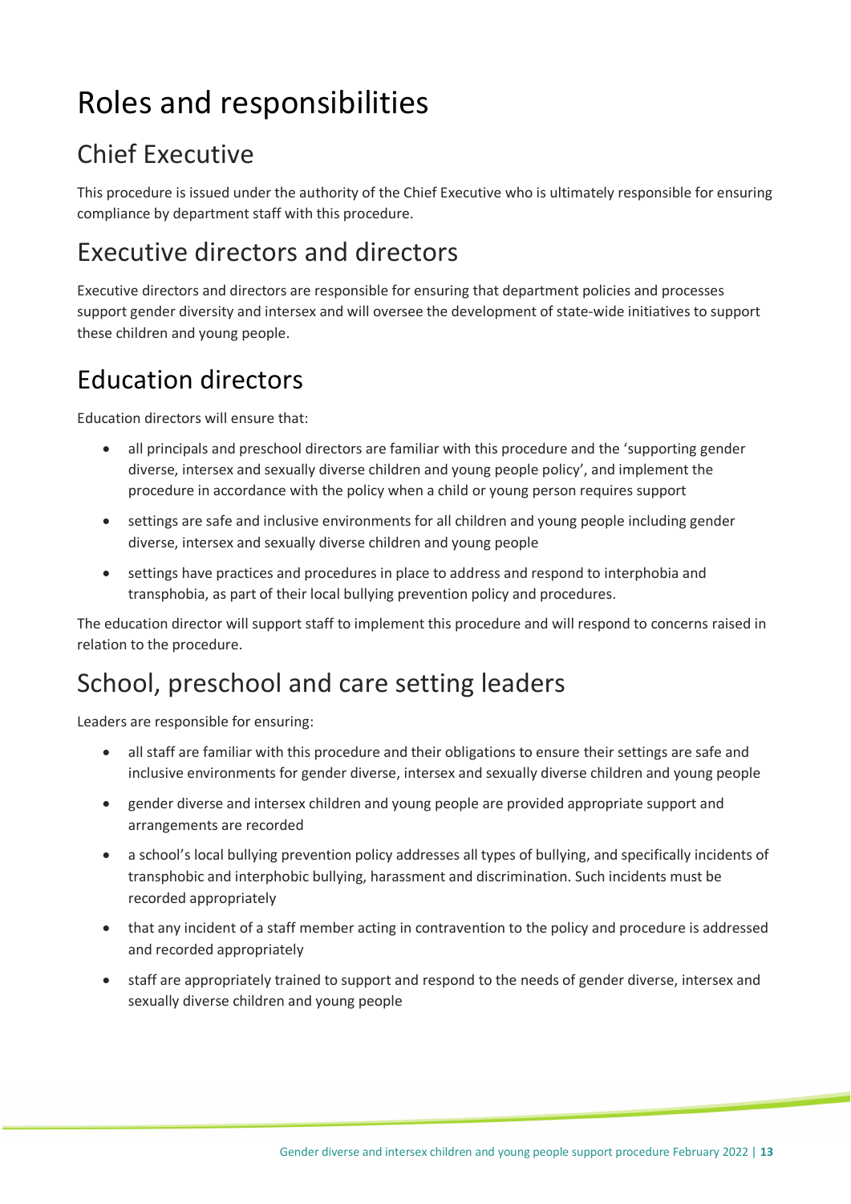# Roles and responsibilities

## Chief Executive

This procedure is issued under the authority of the Chief Executive who is ultimately responsible for ensuring compliance by department staff with this procedure.

## Executive directors and directors

Executive directors and directors are responsible for ensuring that department policies and processes support gender diversity and intersex and will oversee the development of state-wide initiatives to support these children and young people.

## Education directors

Education directors will ensure that:

- all principals and preschool directors are familiar with this procedure and the 'supporting gender diverse, intersex and sexually diverse children and young people policy', and implement the procedure in accordance with the policy when a child or young person requires support
- settings are safe and inclusive environments for all children and young people including gender diverse, intersex and sexually diverse children and young people
- settings have practices and procedures in place to address and respond to interphobia and transphobia, as part of their local bullying prevention policy and procedures.

The education director will support staff to implement this procedure and will respond to concerns raised in relation to the procedure.

## School, preschool and care setting leaders

Leaders are responsible for ensuring:

- all staff are familiar with this procedure and their obligations to ensure their settings are safe and inclusive environments for gender diverse, intersex and sexually diverse children and young people
- gender diverse and intersex children and young people are provided appropriate support and arrangements are recorded
- a school's local bullying prevention policy addresses all types of bullying, and specifically incidents of transphobic and interphobic bullying, harassment and discrimination. Such incidents must be recorded appropriately
- that any incident of a staff member acting in contravention to the policy and procedure is addressed and recorded appropriately
- staff are appropriately trained to support and respond to the needs of gender diverse, intersex and sexually diverse children and young people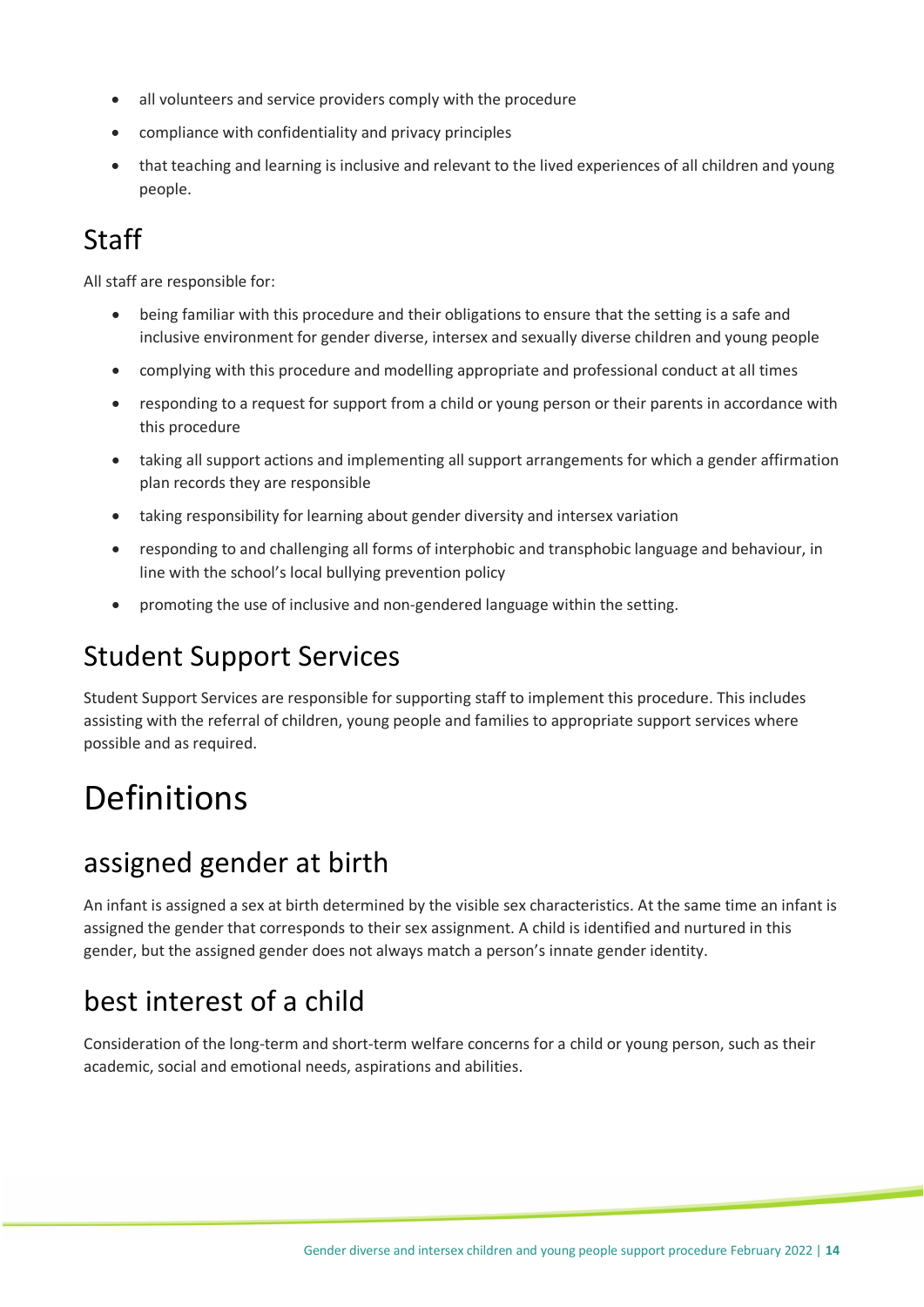- all volunteers and service providers comply with the procedure
- compliance with confidentiality and privacy principles
- that teaching and learning is inclusive and relevant to the lived experiences of all children and young people.

## Staff

All staff are responsible for:

- being familiar with this procedure and their obligations to ensure that the setting is a safe and inclusive environment for gender diverse, intersex and sexually diverse children and young people
- complying with this procedure and modelling appropriate and professional conduct at all times
- responding to a request for support from a child or young person or their parents in accordance with this procedure
- taking all support actions and implementing all support arrangements for which a gender affirmation plan records they are responsible
- taking responsibility for learning about gender diversity and intersex variation
- responding to and challenging all forms of interphobic and transphobic language and behaviour, in line with the school's local bullying prevention policy
- promoting the use of inclusive and non-gendered language within the setting.

## Student Support Services

Student Support Services are responsible for supporting staff to implement this procedure. This includes assisting with the referral of children, young people and families to appropriate support services where possible and as required.

# Definitions

## assigned gender at birth

An infant is assigned a sex at birth determined by the visible sex characteristics. At the same time an infant is assigned the gender that corresponds to their sex assignment. A child is identified and nurtured in this gender, but the assigned gender does not always match a person's innate gender identity.

## best interest of a child

Consideration of the long-term and short-term welfare concerns for a child or young person, such as their academic, social and emotional needs, aspirations and abilities.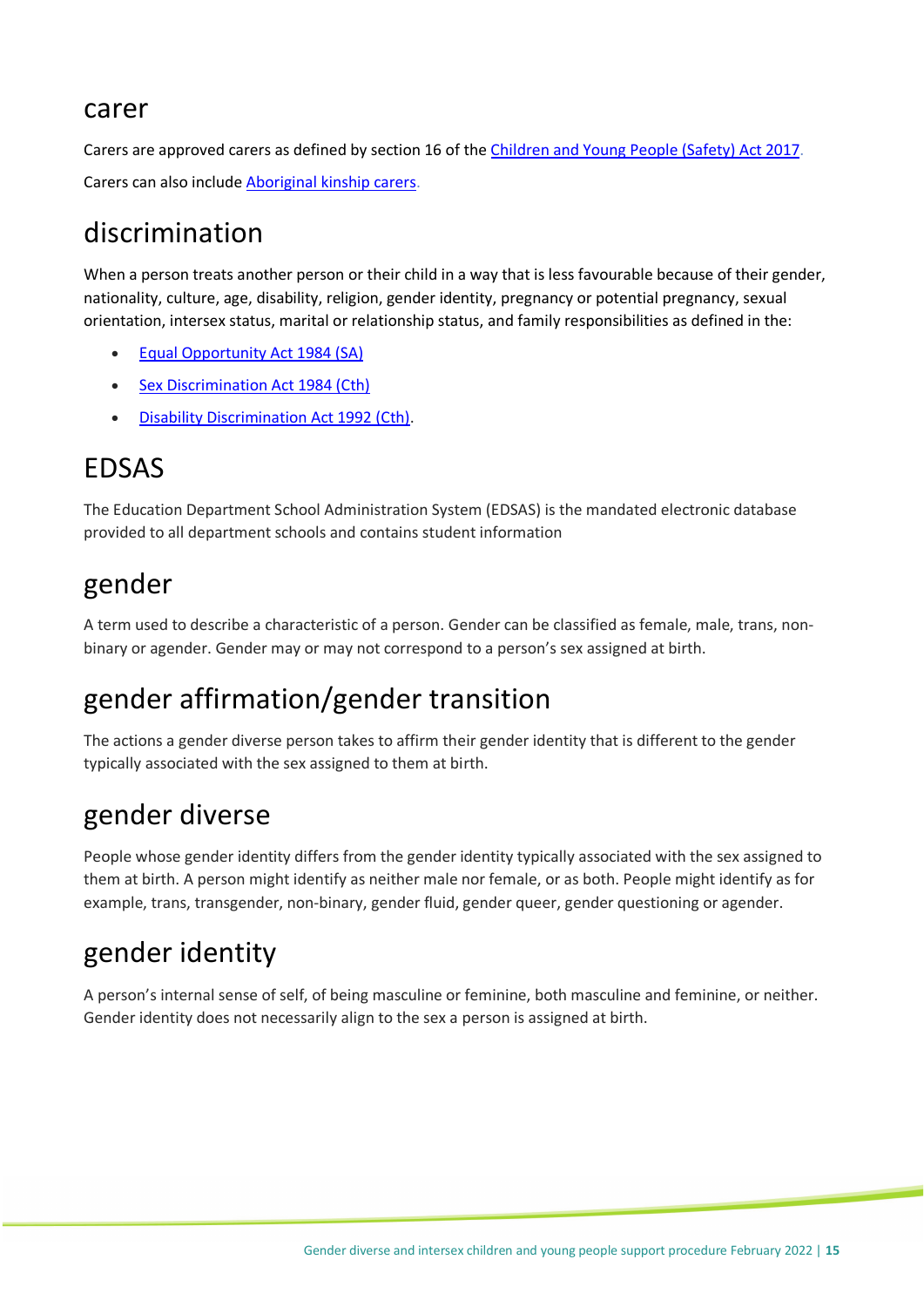## carer

Carers are approved carers as defined by section 16 of the [Children and Young People (Safety) Act 2017](#).

Carers can also include [Aboriginal kinship carers](#).

## discrimination

When a person treats another person or their child in a way that is less favourable because of their gender, nationality, culture, age, disability, religion, gender identity, pregnancy or potential pregnancy, sexual orientation, intersex status, marital or relationship status, and family responsibilities as defined in the:

- [Equal Opportunity Act 1984 (SA)](#)
- [Sex Discrimination Act 1984 (Cth)](#)
- [Disability Discrimination Act 1992 (Cth)](#).

## EDSAS

The Education Department School Administration System (EDSAS) is the mandated electronic database provided to all department schools and contains student information

## gender

A term used to describe a characteristic of a person. Gender can be classified as female, male, trans, non-binary or agender. Gender may or may not correspond to a person's sex assigned at birth.

## gender affirmation/gender transition

The actions a gender diverse person takes to affirm their gender identity that is different to the gender typically associated with the sex assigned to them at birth.

## gender diverse

People whose gender identity differs from the gender identity typically associated with the sex assigned to them at birth. A person might identify as neither male nor female, or as both. People might identify as for example, trans, transgender, non-binary, gender fluid, gender queer, gender questioning or agender.

## gender identity

A person's internal sense of self, of being masculine or feminine, both masculine and feminine, or neither. Gender identity does not necessarily align to the sex a person is assigned at birth.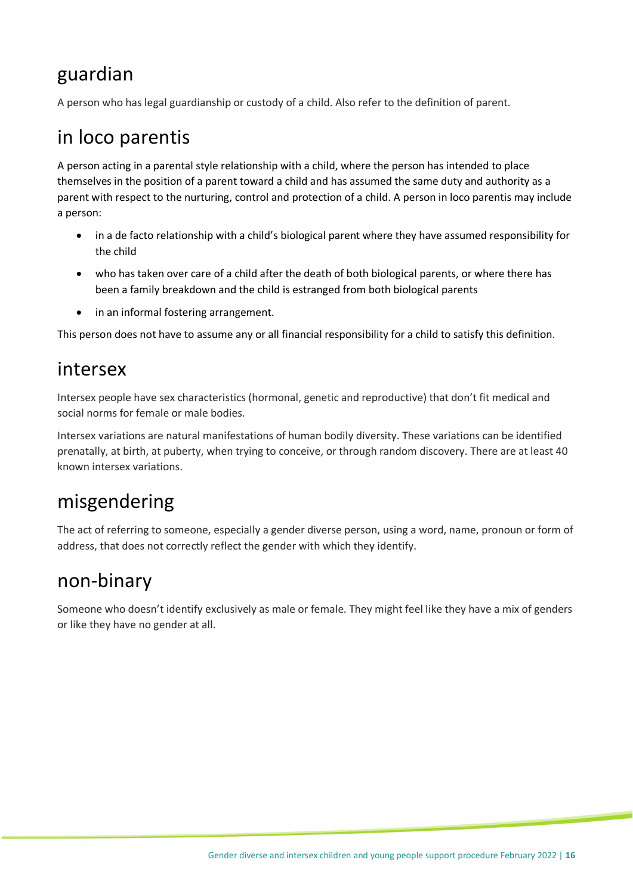## guardian

A person who has legal guardianship or custody of a child. Also refer to the definition of parent.

## in loco parentis

A person acting in a parental style relationship with a child, where the person has intended to place themselves in the position of a parent toward a child and has assumed the same duty and authority as a parent with respect to the nurturing, control and protection of a child. A person in loco parentis may include a person:

- in a de facto relationship with a child's biological parent where they have assumed responsibility for the child
- who has taken over care of a child after the death of both biological parents, or where there has been a family breakdown and the child is estranged from both biological parents
- in an informal fostering arrangement.

This person does not have to assume any or all financial responsibility for a child to satisfy this definition.

## intersex

Intersex people have sex characteristics (hormonal, genetic and reproductive) that don't fit medical and social norms for female or male bodies.

Intersex variations are natural manifestations of human bodily diversity. These variations can be identified prenatally, at birth, at puberty, when trying to conceive, or through random discovery. There are at least 40 known intersex variations.

## misgendering

The act of referring to someone, especially a gender diverse person, using a word, name, pronoun or form of address, that does not correctly reflect the gender with which they identify.

## non-binary

Someone who doesn't identify exclusively as male or female. They might feel like they have a mix of genders or like they have no gender at all.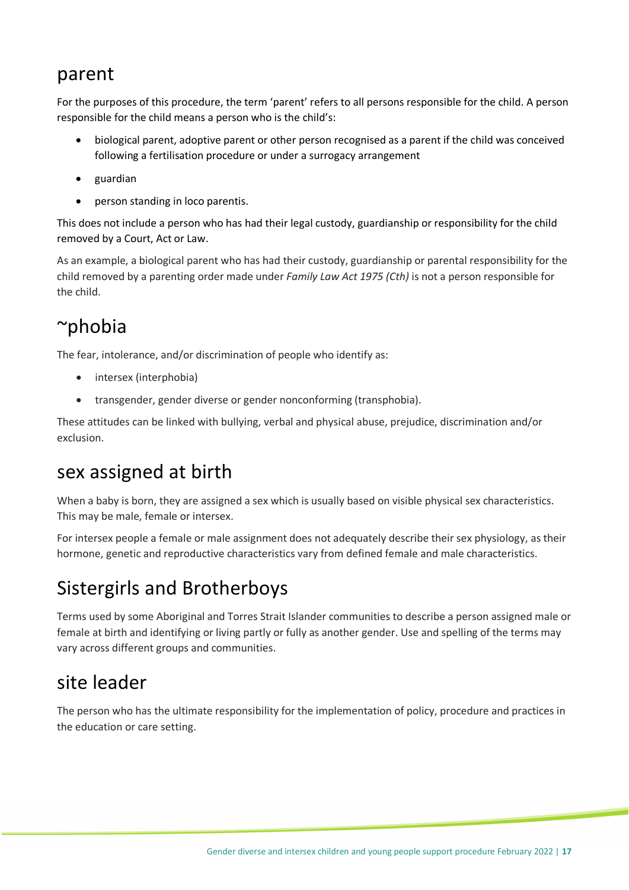## parent

For the purposes of this procedure, the term 'parent' refers to all persons responsible for the child. A person responsible for the child means a person who is the child's:

- biological parent, adoptive parent or other person recognised as a parent if the child was conceived following a fertilisation procedure or under a surrogacy arrangement
- guardian
- person standing in loco parentis.

This does not include a person who has had their legal custody, guardianship or responsibility for the child removed by a Court, Act or Law.

As an example, a biological parent who has had their custody, guardianship or parental responsibility for the child removed by a parenting order made under *Family Law Act 1975 (Cth)* is not a person responsible for the child.

## ~phobia

The fear, intolerance, and/or discrimination of people who identify as:

- intersex (interphobia)
- transgender, gender diverse or gender nonconforming (transphobia).

These attitudes can be linked with bullying, verbal and physical abuse, prejudice, discrimination and/or exclusion.

## sex assigned at birth

When a baby is born, they are assigned a sex which is usually based on visible physical sex characteristics. This may be male, female or intersex.

For intersex people a female or male assignment does not adequately describe their sex physiology, as their hormone, genetic and reproductive characteristics vary from defined female and male characteristics.

## Sistergirls and Brotherboys

Terms used by some Aboriginal and Torres Strait Islander communities to describe a person assigned male or female at birth and identifying or living partly or fully as another gender. Use and spelling of the terms may vary across different groups and communities.

## site leader

The person who has the ultimate responsibility for the implementation of policy, procedure and practices in the education or care setting.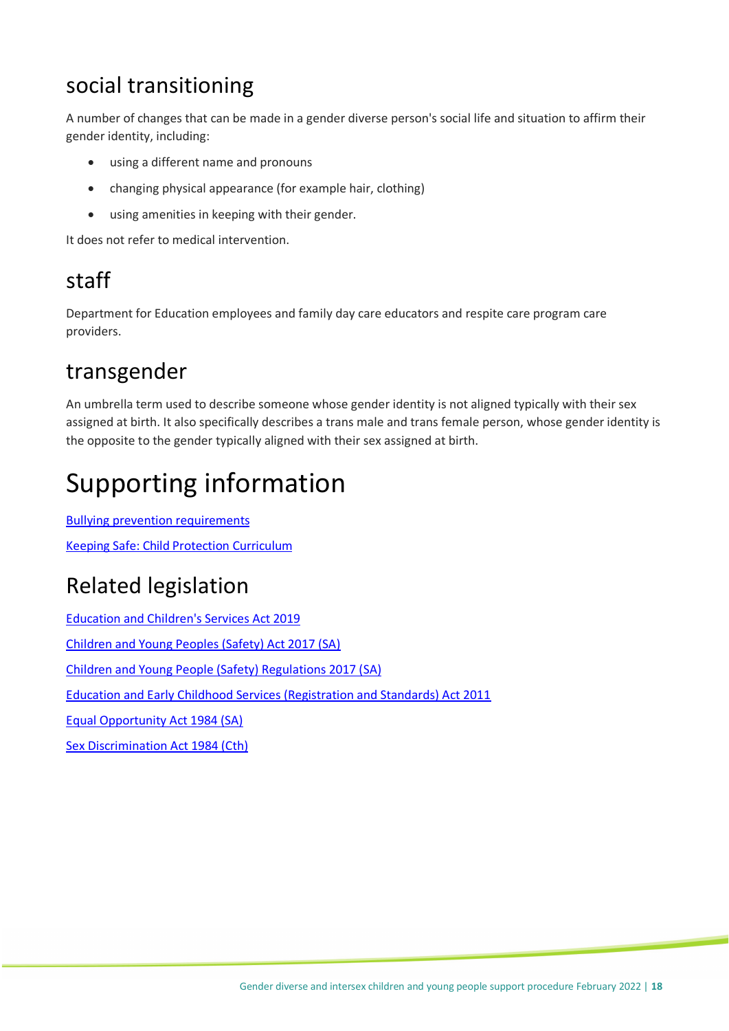## social transitioning

A number of changes that can be made in a gender diverse person's social life and situation to affirm their gender identity, including:

- using a different name and pronouns
- changing physical appearance (for example hair, clothing)
- using amenities in keeping with their gender.

It does not refer to medical intervention.

## staff

Department for Education employees and family day care educators and respite care program care providers.

## transgender

An umbrella term used to describe someone whose gender identity is not aligned typically with their sex assigned at birth. It also specifically describes a trans male and trans female person, whose gender identity is the opposite to the gender typically aligned with their sex assigned at birth.

# Supporting information

Bullying prevention requirements

Keeping Safe: Child Protection Curriculum

## Related legislation

Education and Children's Services Act 2019

Children and Young Peoples (Safety) Act 2017 (SA)

Children and Young People (Safety) Regulations 2017 (SA)

Education and Early Childhood Services (Registration and Standards) Act 2011

Equal Opportunity Act 1984 (SA)

Sex Discrimination Act 1984 (Cth)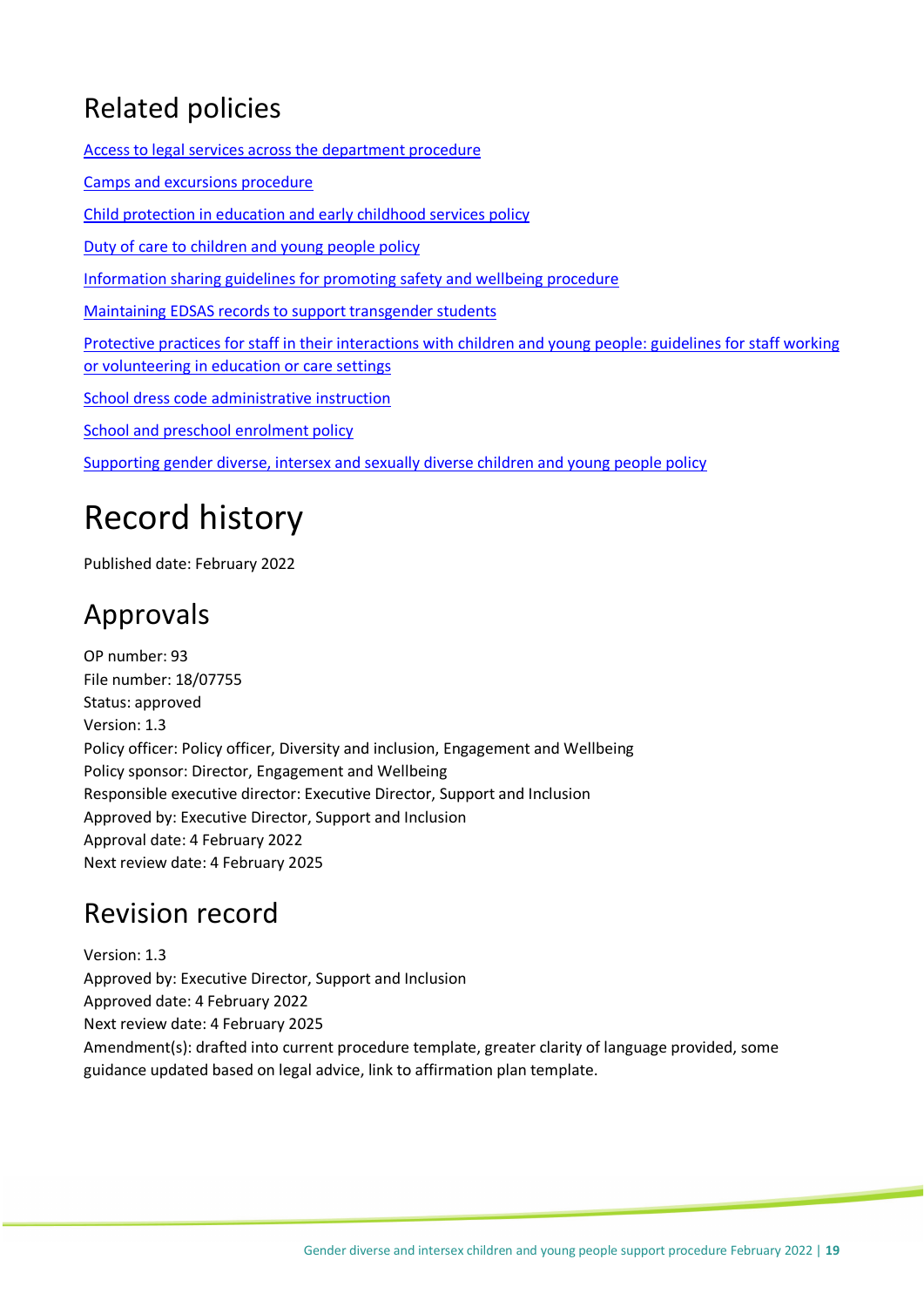## Related policies

[Access to legal services across the department procedure]

[Camps and excursions procedure]

[Child protection in education and early childhood services policy]

[Duty of care to children and young people policy]

[Information sharing guidelines for promoting safety and wellbeing procedure]

[Maintaining EDSAS records to support transgender students]

[Protective practices for staff in their interactions with children and young people: guidelines for staff working or volunteering in education or care settings]

[School dress code administrative instruction]

[School and preschool enrolment policy]

[Supporting gender diverse, intersex and sexually diverse children and young people policy]

# Record history

Published date: February 2022

## Approvals

OP number: 93
File number: 18/07755
Status: approved
Version: 1.3
Policy officer: Policy officer, Diversity and inclusion, Engagement and Wellbeing
Policy sponsor: Director, Engagement and Wellbeing
Responsible executive director: Executive Director, Support and Inclusion
Approved by: Executive Director, Support and Inclusion
Approval date: 4 February 2022
Next review date: 4 February 2025

## Revision record

Version: 1.3
Approved by: Executive Director, Support and Inclusion
Approved date: 4 February 2022
Next review date: 4 February 2025
Amendment(s): drafted into current procedure template, greater clarity of language provided, some guidance updated based on legal advice, link to affirmation plan template.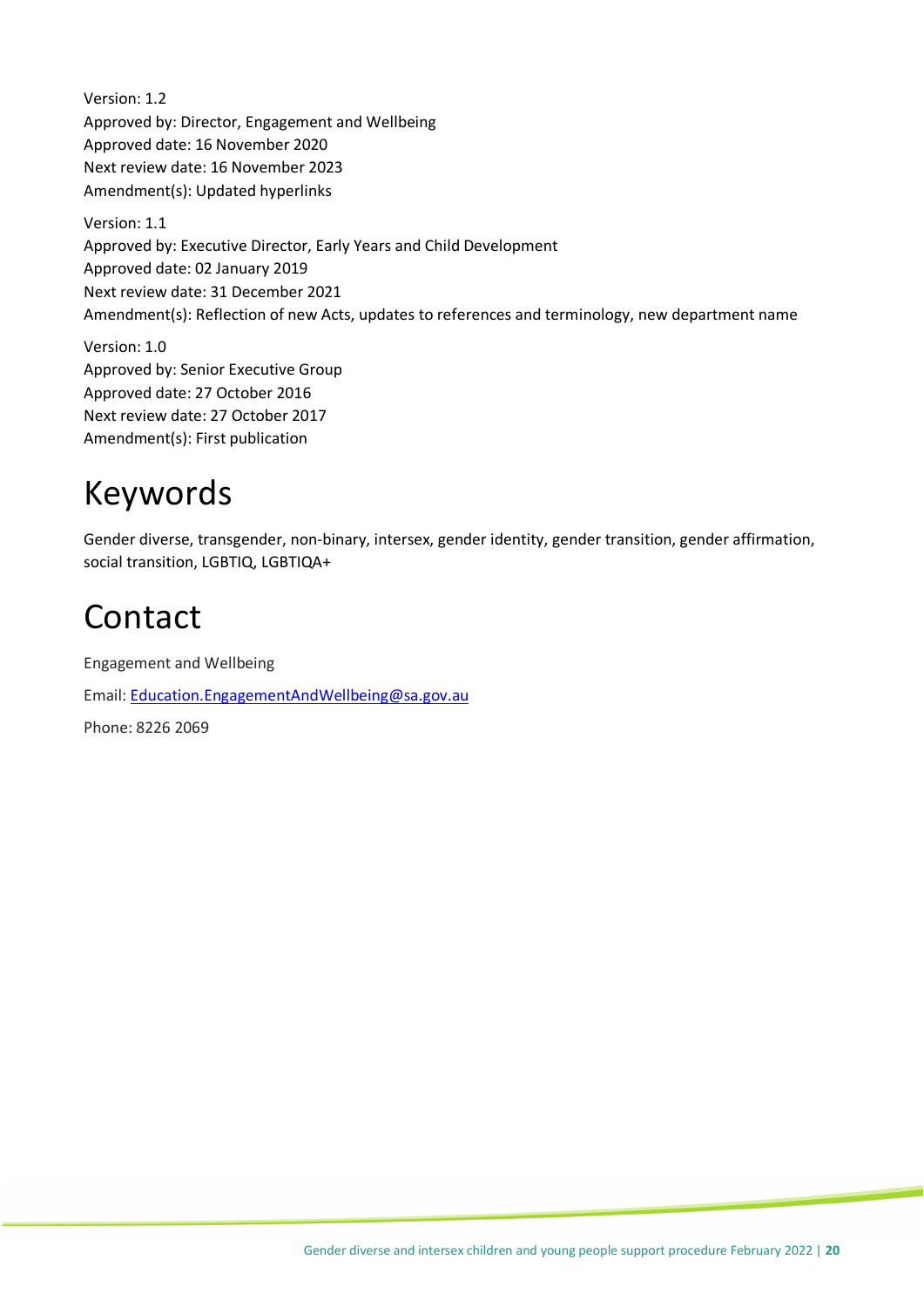Version: 1.2
Approved by: Director, Engagement and Wellbeing
Approved date: 16 November 2020
Next review date: 16 November 2023
Amendment(s): Updated hyperlinks

Version: 1.1
Approved by: Executive Director, Early Years and Child Development
Approved date: 02 January 2019
Next review date: 31 December 2021
Amendment(s): Reflection of new Acts, updates to references and terminology, new department name

Version: 1.0
Approved by: Senior Executive Group
Approved date: 27 October 2016
Next review date: 27 October 2017
Amendment(s): First publication

# Keywords

Gender diverse, transgender, non-binary, intersex, gender identity, gender transition, gender affirmation, social transition, LGBTIQ, LGBTIQA+

# Contact

Engagement and Wellbeing

Email: [Education.EngagementAndWellbeing@sa.gov.au](mailto:Education.EngagementAndWellbeing@sa.gov.au)

Phone: 8226 2069